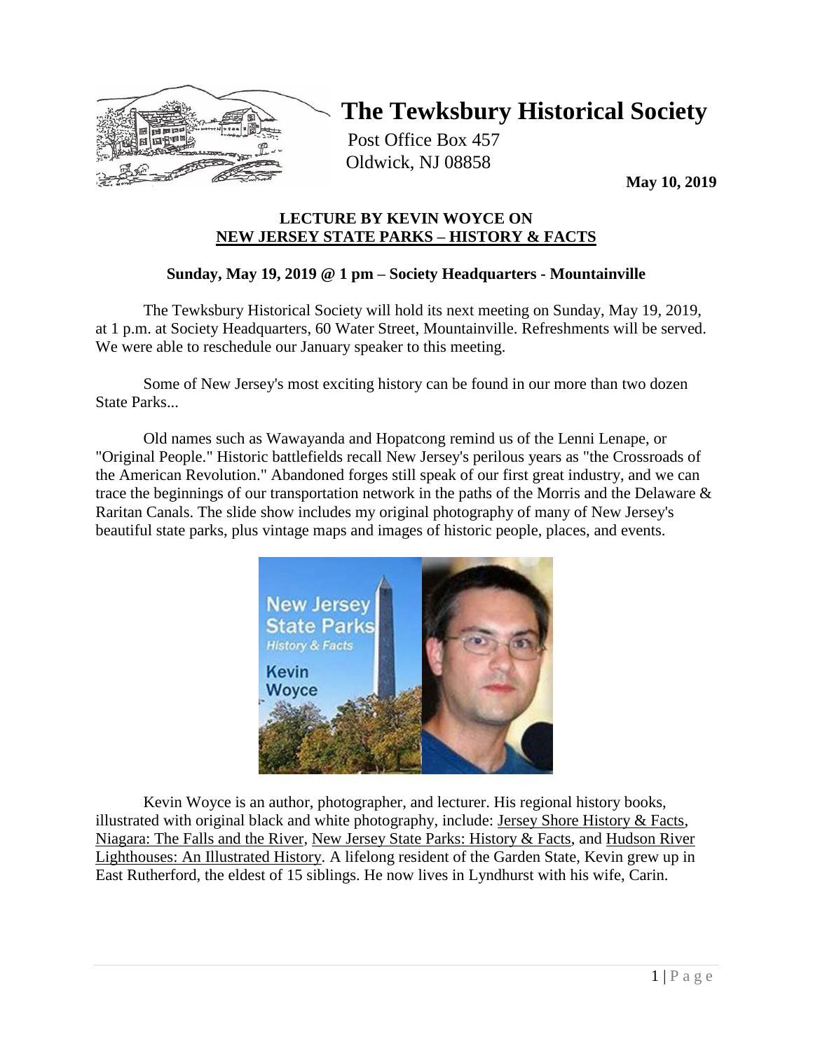# The Tewksbury Historical Society

Post Office Box 457
Oldwick, NJ 08858

**May 10, 2019**

## LECTURE BY KEVIN WOYCE ON NEW JERSEY STATE PARKS – HISTORY & FACTS

**Sunday, May 19, 2019 @ 1 pm – Society Headquarters - Mountainville**

The Tewksbury Historical Society will hold its next meeting on Sunday, May 19, 2019, at 1 p.m. at Society Headquarters, 60 Water Street, Mountainville. Refreshments will be served. We were able to reschedule our January speaker to this meeting.

Some of New Jersey's most exciting history can be found in our more than two dozen State Parks...

Old names such as Wawayanda and Hopatcong remind us of the Lenni Lenape, or "Original People." Historic battlefields recall New Jersey's perilous years as "the Crossroads of the American Revolution." Abandoned forges still speak of our first great industry, and we can trace the beginnings of our transportation network in the paths of the Morris and the Delaware & Raritan Canals. The slide show includes my original photography of many of New Jersey's beautiful state parks, plus vintage maps and images of historic people, places, and events.

Kevin Woyce is an author, photographer, and lecturer. His regional history books, illustrated with original black and white photography, include: Jersey Shore History & Facts, Niagara: The Falls and the River, New Jersey State Parks: History & Facts, and Hudson River Lighthouses: An Illustrated History. A lifelong resident of the Garden State, Kevin grew up in East Rutherford, the eldest of 15 siblings. He now lives in Lyndhurst with his wife, Carin.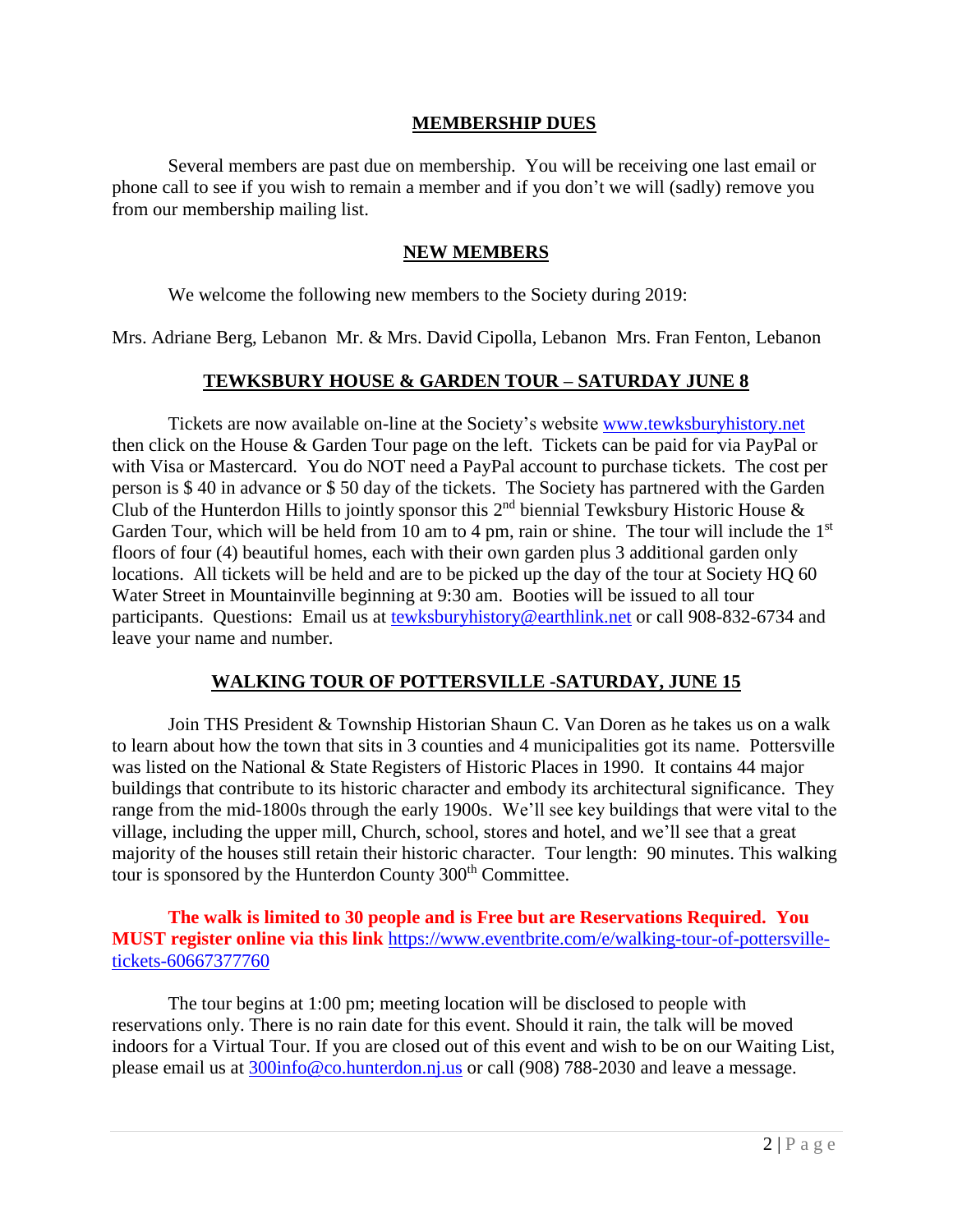## MEMBERSHIP DUES

Several members are past due on membership. You will be receiving one last email or phone call to see if you wish to remain a member and if you don't we will (sadly) remove you from our membership mailing list.

## NEW MEMBERS

We welcome the following new members to the Society during 2019:

Mrs. Adriane Berg, Lebanon  Mr. & Mrs. David Cipolla, Lebanon  Mrs. Fran Fenton, Lebanon

## TEWKSBURY HOUSE & GARDEN TOUR – SATURDAY JUNE 8

Tickets are now available on-line at the Society's website www.tewksburyhistory.net then click on the House & Garden Tour page on the left. Tickets can be paid for via PayPal or with Visa or Mastercard. You do NOT need a PayPal account to purchase tickets. The cost per person is $ 40 in advance or $ 50 day of the tickets. The Society has partnered with the Garden Club of the Hunterdon Hills to jointly sponsor this 2nd biennial Tewksbury Historic House & Garden Tour, which will be held from 10 am to 4 pm, rain or shine. The tour will include the 1st floors of four (4) beautiful homes, each with their own garden plus 3 additional garden only locations. All tickets will be held and are to be picked up the day of the tour at Society HQ 60 Water Street in Mountainville beginning at 9:30 am. Booties will be issued to all tour participants. Questions: Email us at tewksburyhistory@earthlink.net or call 908-832-6734 and leave your name and number.

## WALKING TOUR OF POTTERSVILLE -SATURDAY, JUNE 15

Join THS President & Township Historian Shaun C. Van Doren as he takes us on a walk to learn about how the town that sits in 3 counties and 4 municipalities got its name. Pottersville was listed on the National & State Registers of Historic Places in 1990. It contains 44 major buildings that contribute to its historic character and embody its architectural significance. They range from the mid-1800s through the early 1900s. We'll see key buildings that were vital to the village, including the upper mill, Church, school, stores and hotel, and we'll see that a great majority of the houses still retain their historic character. Tour length: 90 minutes. This walking tour is sponsored by the Hunterdon County 300th Committee.

**The walk is limited to 30 people and is Free but are Reservations Required. You MUST register online via this link** https://www.eventbrite.com/e/walking-tour-of-pottersville-tickets-60667377760

The tour begins at 1:00 pm; meeting location will be disclosed to people with reservations only. There is no rain date for this event. Should it rain, the talk will be moved indoors for a Virtual Tour. If you are closed out of this event and wish to be on our Waiting List, please email us at 300info@co.hunterdon.nj.us or call (908) 788-2030 and leave a message.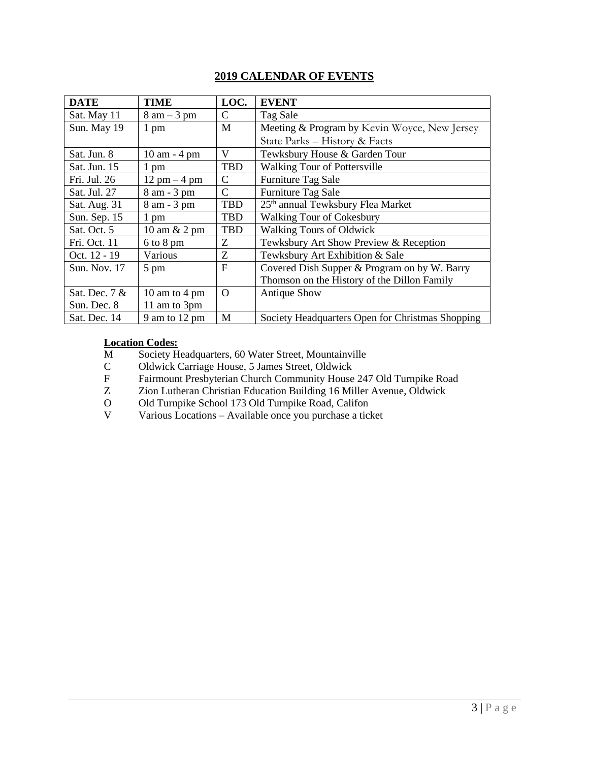## 2019 CALENDAR OF EVENTS

| DATE | TIME | LOC. | EVENT |
|---|---|---|---|
| Sat. May 11 | 8 am – 3 pm | C | Tag Sale |
| Sun. May 19 | 1 pm | M | Meeting & Program by Kevin Woyce, New Jersey State Parks – History & Facts |
| Sat. Jun. 8 | 10 am - 4 pm | V | Tewksbury House & Garden Tour |
| Sat. Jun. 15 | 1 pm | TBD | Walking Tour of Pottersville |
| Fri. Jul. 26 | 12 pm – 4 pm | C | Furniture Tag Sale |
| Sat. Jul. 27 | 8 am - 3 pm | C | Furniture Tag Sale |
| Sat. Aug. 31 | 8 am - 3 pm | TBD | 25th annual Tewksbury Flea Market |
| Sun. Sep. 15 | 1 pm | TBD | Walking Tour of Cokesbury |
| Sat. Oct. 5 | 10 am & 2 pm | TBD | Walking Tours of Oldwick |
| Fri. Oct. 11 | 6 to 8 pm | Z | Tewksbury Art Show Preview & Reception |
| Oct. 12 - 19 | Various | Z | Tewksbury Art Exhibition & Sale |
| Sun. Nov. 17 | 5 pm | F | Covered Dish Supper & Program on by W. Barry Thomson on the History of the Dillon Family |
| Sat. Dec. 7 & Sun. Dec. 8 | 10 am to 4 pm 11 am to 3pm | O | Antique Show |
| Sat. Dec. 14 | 9 am to 12 pm | M | Society Headquarters Open for Christmas Shopping |

**Location Codes:**

M Society Headquarters, 60 Water Street, Mountainville
C Oldwick Carriage House, 5 James Street, Oldwick
F Fairmount Presbyterian Church Community House 247 Old Turnpike Road
Z Zion Lutheran Christian Education Building 16 Miller Avenue, Oldwick
O Old Turnpike School 173 Old Turnpike Road, Califon
V Various Locations – Available once you purchase a ticket